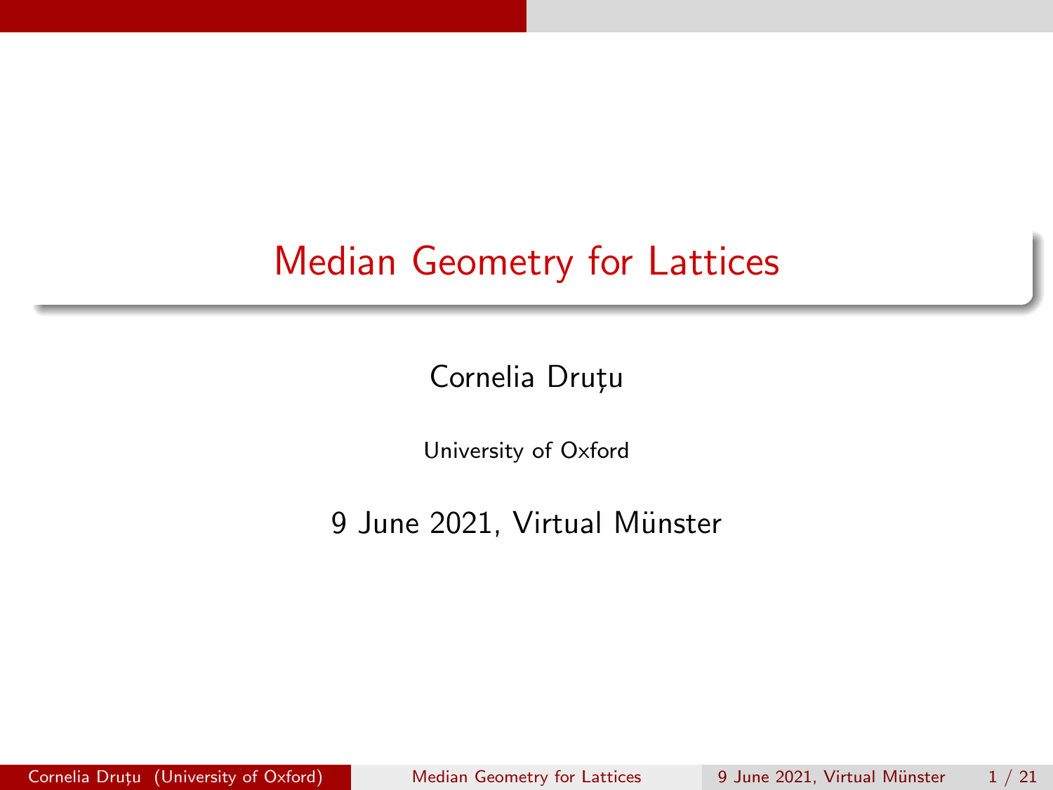# Median Geometry for Lattices

Cornelia Druțu

University of Oxford

9 June 2021, Virtual Münster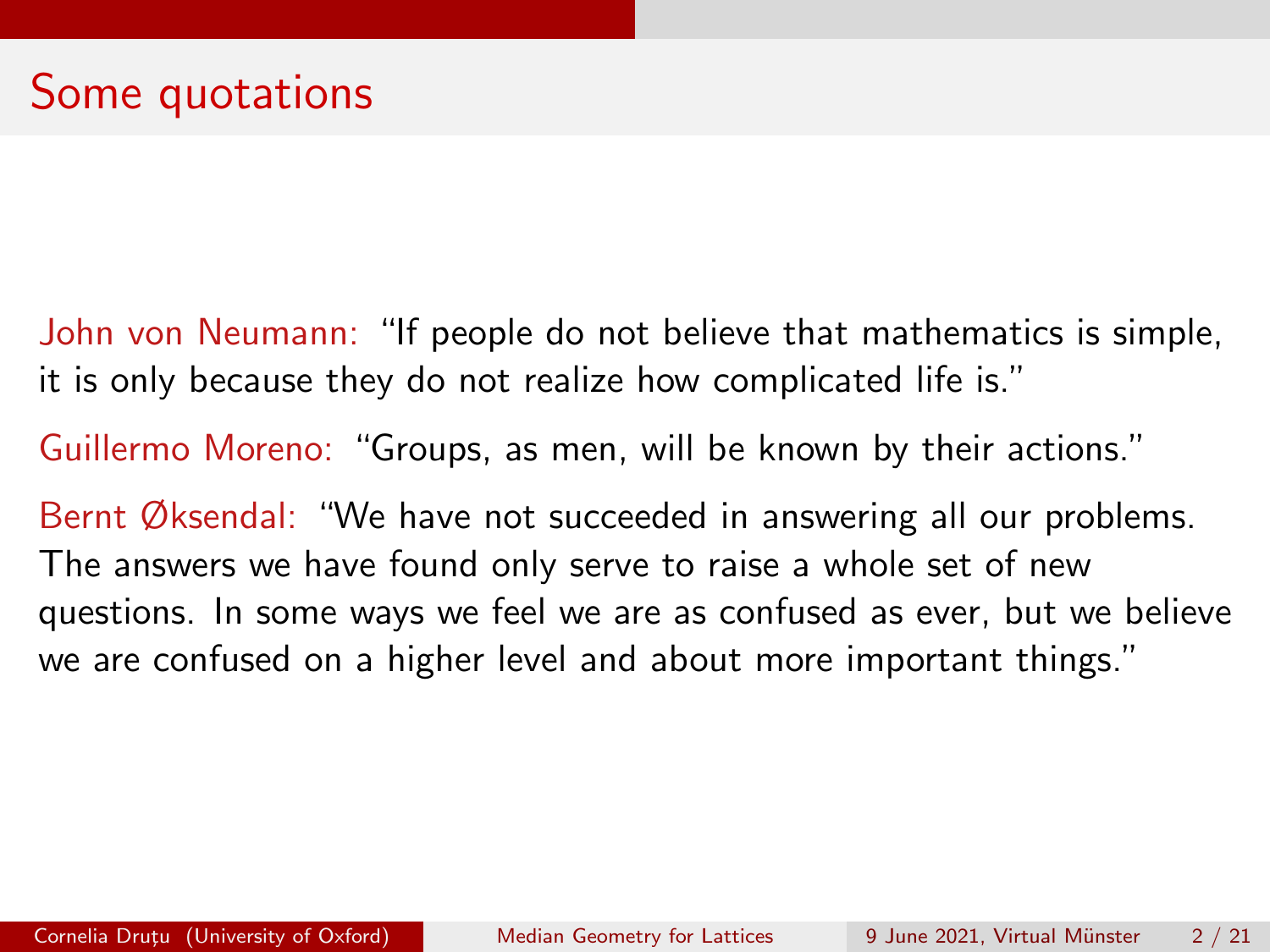# Some quotations

John von Neumann: "If people do not believe that mathematics is simple, it is only because they do not realize how complicated life is."

Guillermo Moreno: "Groups, as men, will be known by their actions."

Bernt Øksendal: "We have not succeeded in answering all our problems. The answers we have found only serve to raise a whole set of new questions. In some ways we feel we are as confused as ever, but we believe we are confused on a higher level and about more important things."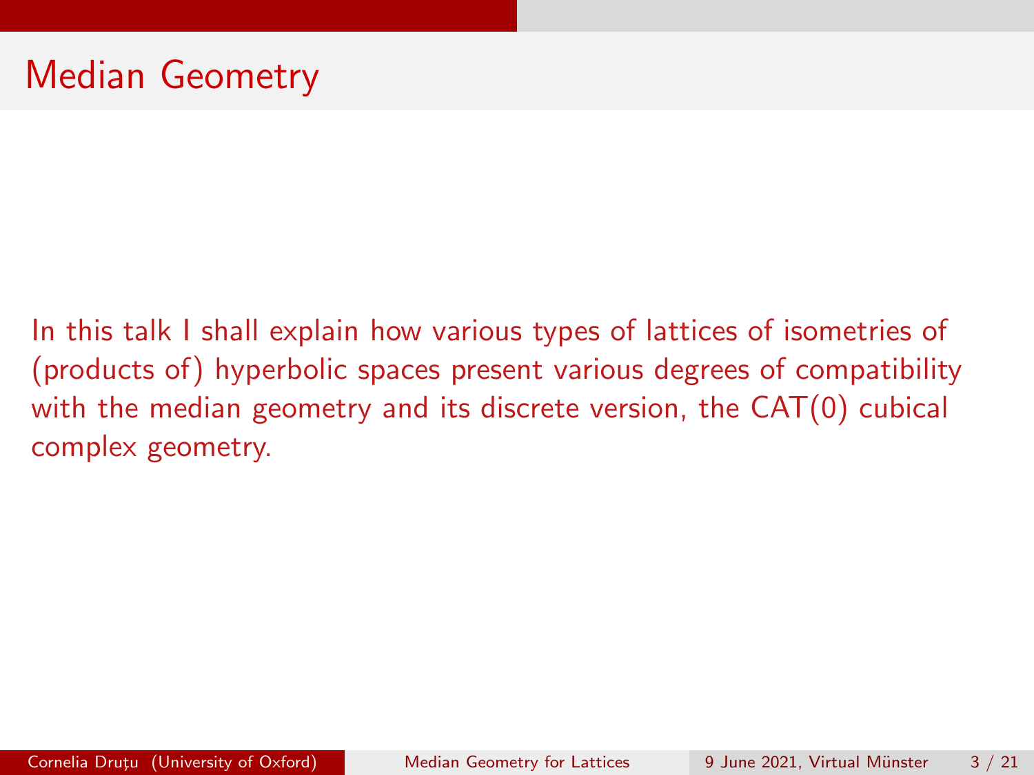# Median Geometry

In this talk I shall explain how various types of lattices of isometries of (products of) hyperbolic spaces present various degrees of compatibility with the median geometry and its discrete version, the CAT(0) cubical complex geometry.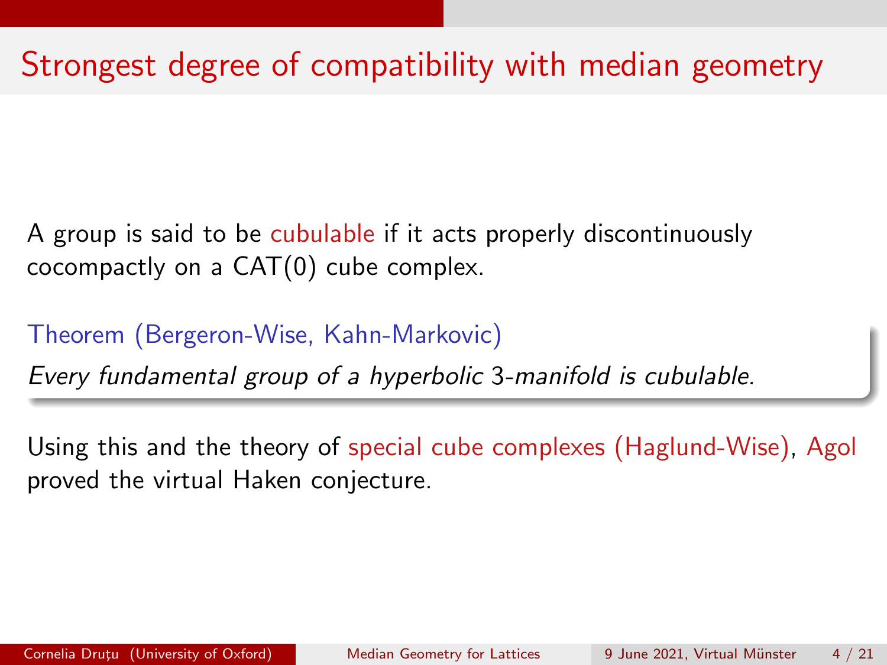# Strongest degree of compatibility with median geometry

A group is said to be cubulable if it acts properly discontinuously cocompactly on a CAT(0) cube complex.

**Theorem (Bergeron-Wise, Kahn-Markovic)**

*Every fundamental group of a hyperbolic 3-manifold is cubulable.*

Using this and the theory of special cube complexes (Haglund-Wise), Agol proved the virtual Haken conjecture.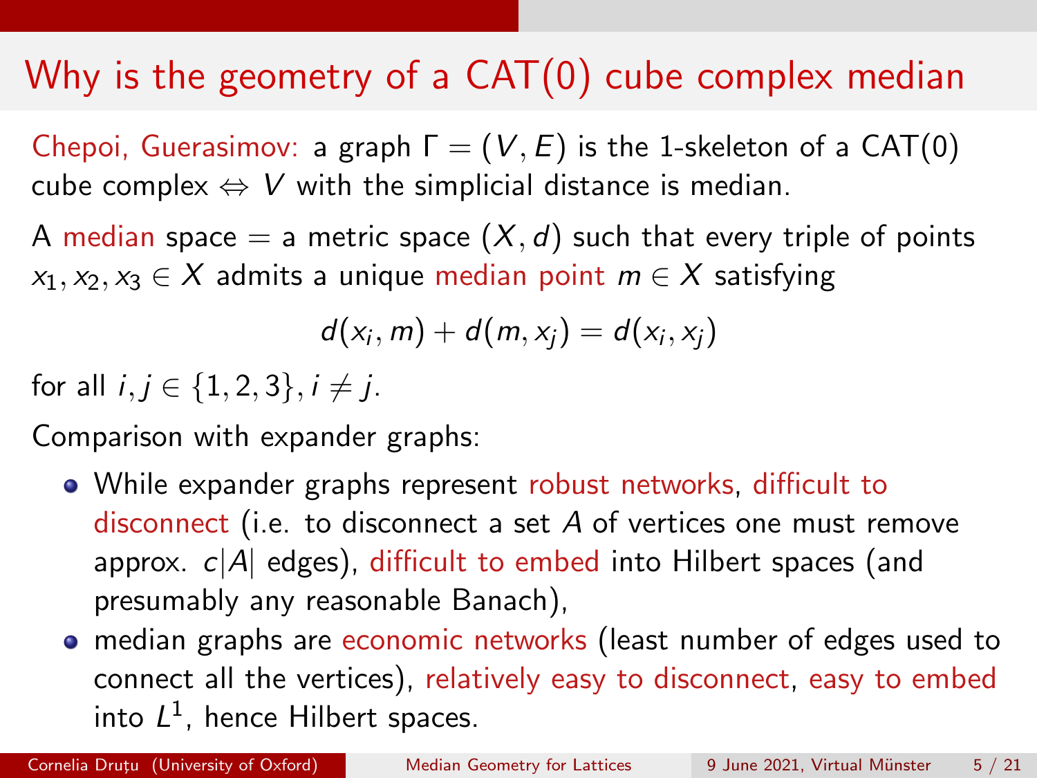# Why is the geometry of a CAT(0) cube complex median

Chepoi, Guerasimov: a graph $\Gamma = (V, E)$ is the 1-skeleton of a CAT(0) cube complex $\Leftrightarrow$ $V$ with the simplicial distance is median.

A median space = a metric space $(X, d)$ such that every triple of points $x_1, x_2, x_3 \in X$ admits a unique median point $m \in X$ satisfying

$$d(x_i, m) + d(m, x_j) = d(x_i, x_j)$$

for all $i, j \in \{1, 2, 3\}, i \neq j$.

Comparison with expander graphs:

- While expander graphs represent robust networks, difficult to disconnect (i.e. to disconnect a set $A$ of vertices one must remove approx. $c|A|$ edges), difficult to embed into Hilbert spaces (and presumably any reasonable Banach),
- median graphs are economic networks (least number of edges used to connect all the vertices), relatively easy to disconnect, easy to embed into $L^1$, hence Hilbert spaces.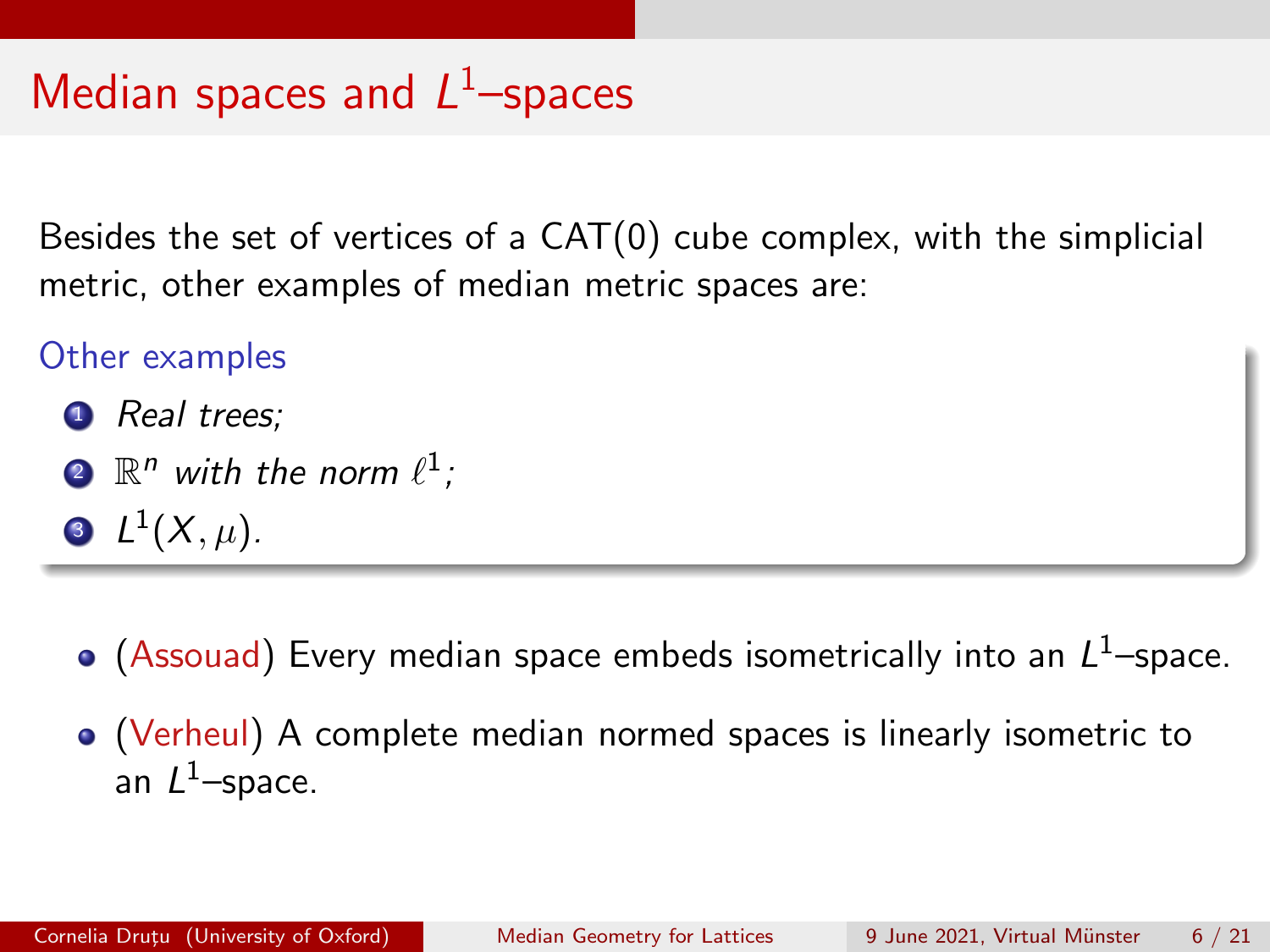# Median spaces and $L^1$–spaces

Besides the set of vertices of a CAT(0) cube complex, with the simplicial metric, other examples of median metric spaces are:

**Other examples**

1. *Real trees;*
2. $\mathbb{R}^n$ *with the norm* $\ell^1$*;*
3. $L^1(X, \mu)$.

- (Assouad) Every median space embeds isometrically into an $L^1$–space.
- (Verheul) A complete median normed spaces is linearly isometric to an $L^1$–space.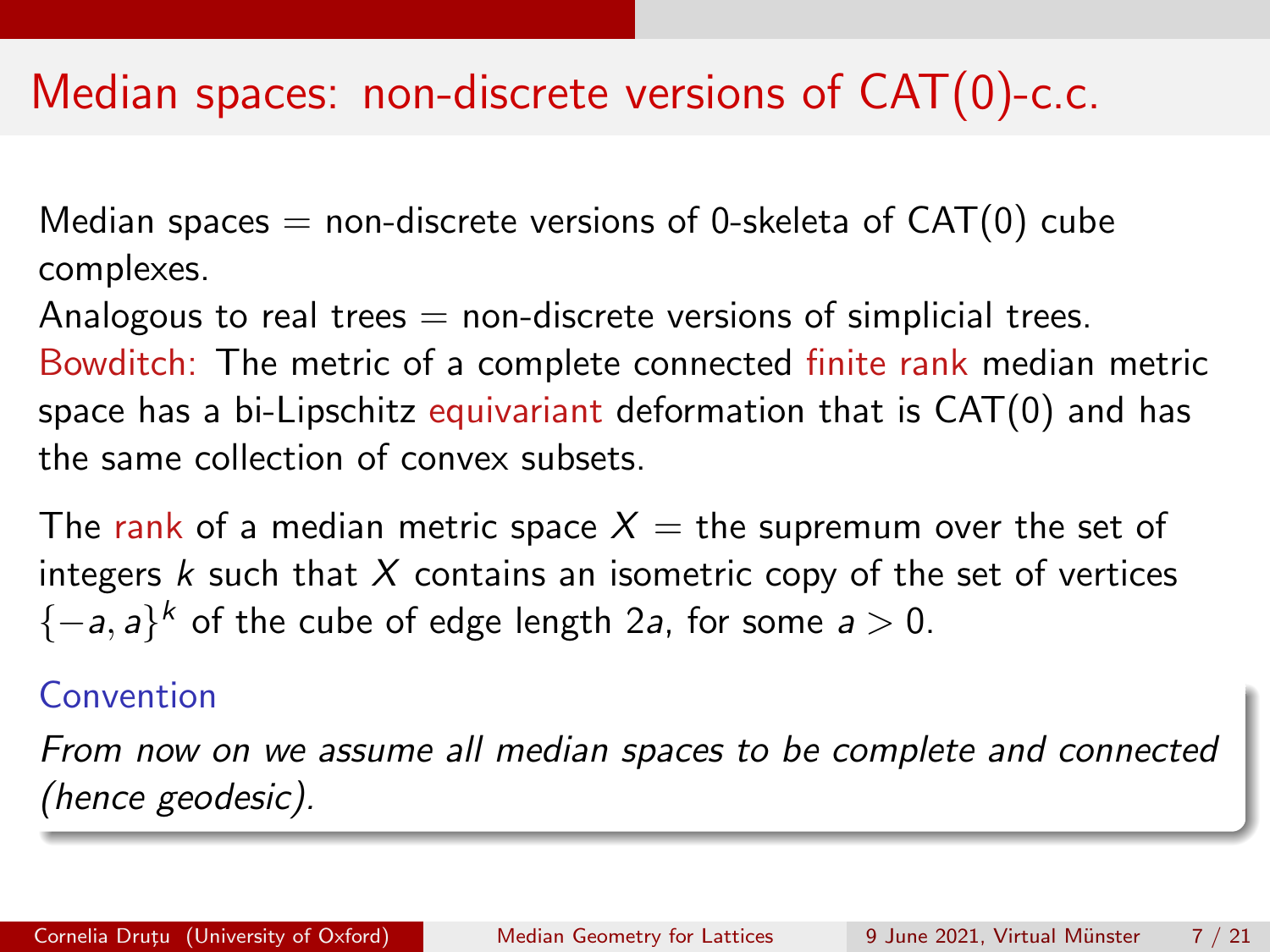# Median spaces: non-discrete versions of CAT(0)-c.c.

Median spaces = non-discrete versions of 0-skeleta of CAT(0) cube complexes.

Analogous to real trees = non-discrete versions of simplicial trees.

Bowditch: The metric of a complete connected finite rank median metric space has a bi-Lipschitz equivariant deformation that is CAT(0) and has the same collection of convex subsets.

The rank of a median metric space $X$ = the supremum over the set of integers $k$ such that $X$ contains an isometric copy of the set of vertices $\{-a, a\}^k$ of the cube of edge length $2a$, for some $a > 0$.

**Convention**

*From now on we assume all median spaces to be complete and connected (hence geodesic).*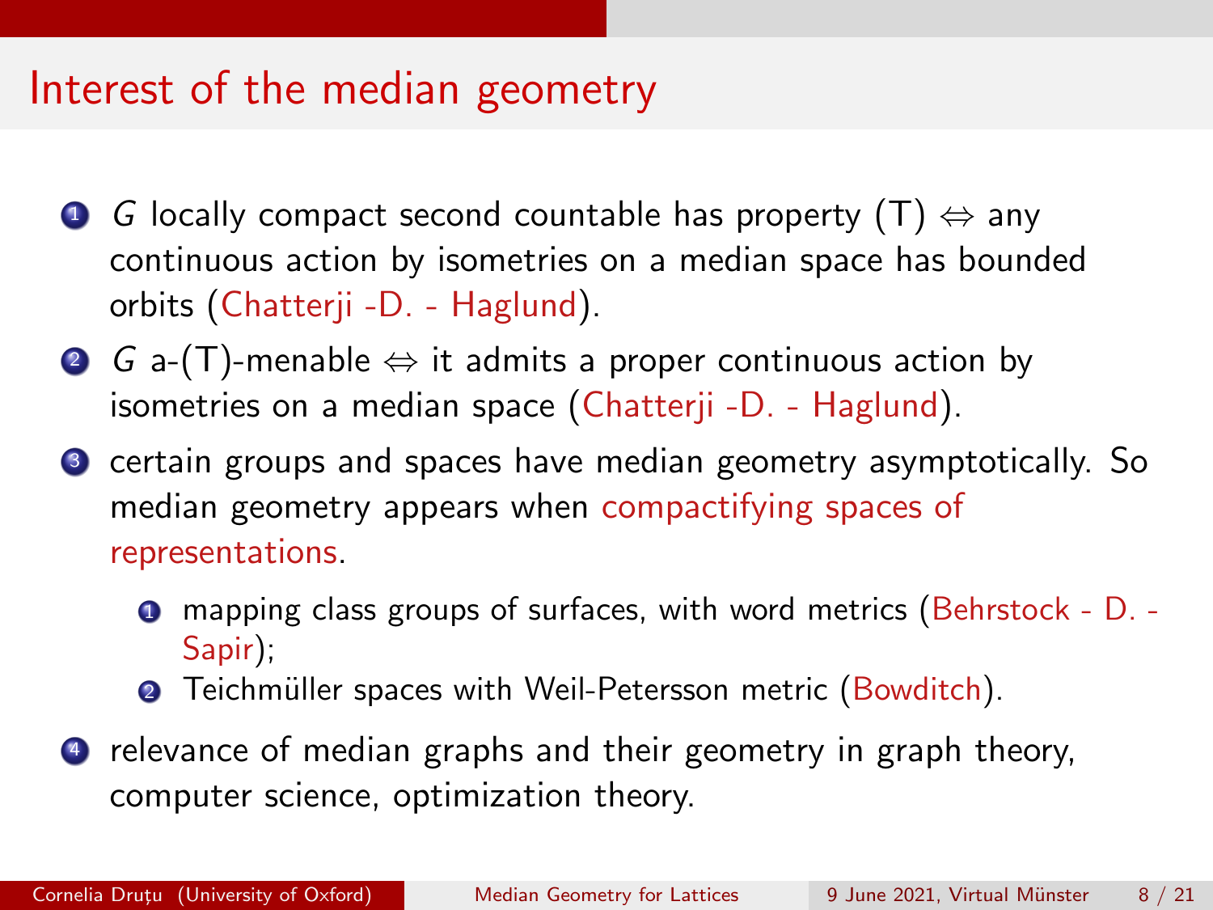# Interest of the median geometry

1. $G$ locally compact second countable has property (T) $\Leftrightarrow$ any continuous action by isometries on a median space has bounded orbits (Chatterji -D. - Haglund).
2. $G$ a-(T)-menable $\Leftrightarrow$ it admits a proper continuous action by isometries on a median space (Chatterji -D. - Haglund).
3. certain groups and spaces have median geometry asymptotically. So median geometry appears when compactifying spaces of representations.
    1. mapping class groups of surfaces, with word metrics (Behrstock - D. - Sapir);
    2. Teichmüller spaces with Weil-Petersson metric (Bowditch).
4. relevance of median graphs and their geometry in graph theory, computer science, optimization theory.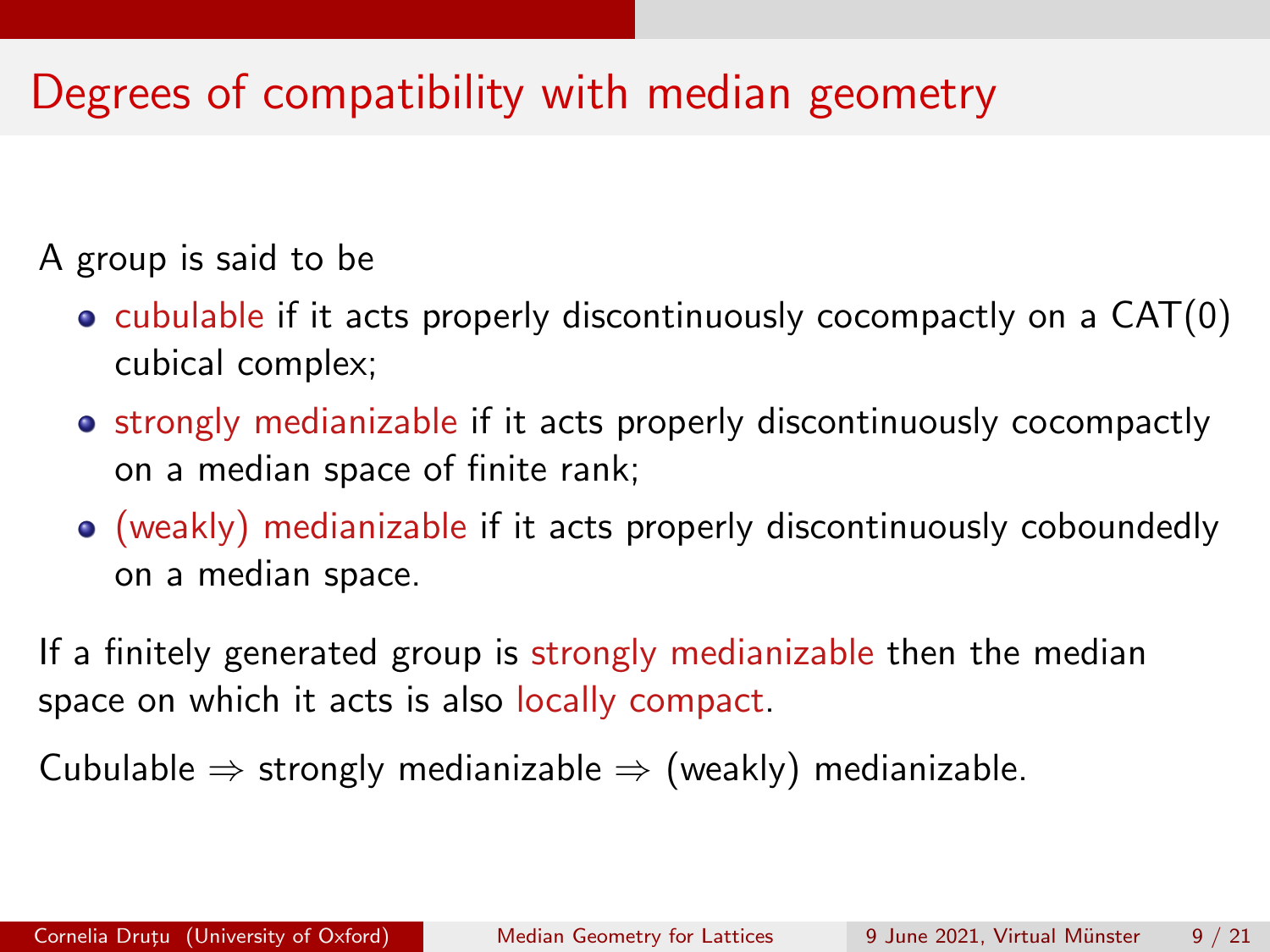# Degrees of compatibility with median geometry

A group is said to be

- cubulable if it acts properly discontinuously cocompactly on a CAT(0) cubical complex;
- strongly medianizable if it acts properly discontinuously cocompactly on a median space of finite rank;
- (weakly) medianizable if it acts properly discontinuously coboundedly on a median space.

If a finitely generated group is strongly medianizable then the median space on which it acts is also locally compact.

Cubulable $\Rightarrow$ strongly medianizable $\Rightarrow$ (weakly) medianizable.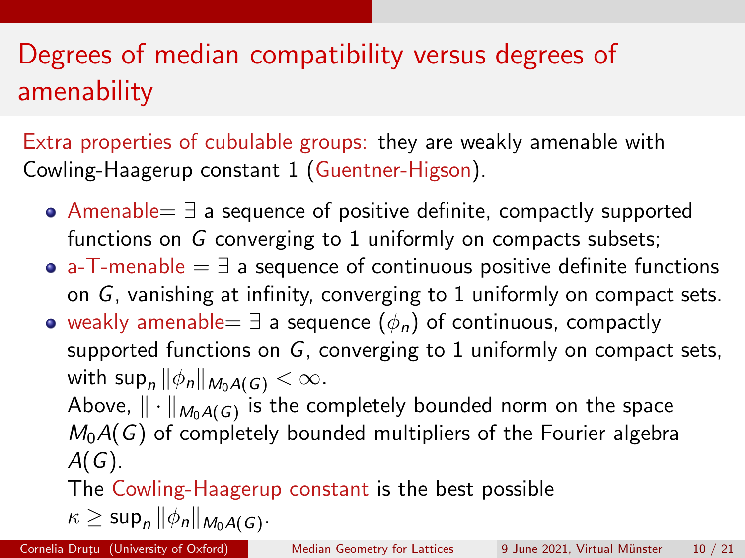# Degrees of median compatibility versus degrees of amenability

Extra properties of cubulable groups: they are weakly amenable with Cowling-Haagerup constant 1 (Guentner-Higson).

- Amenable= $\exists$ a sequence of positive definite, compactly supported functions on $G$ converging to 1 uniformly on compacts subsets;
- a-T-menable $=$ $\exists$ a sequence of continuous positive definite functions on $G$, vanishing at infinity, converging to 1 uniformly on compact sets.
- weakly amenable= $\exists$ a sequence $(\phi_n)$ of continuous, compactly supported functions on $G$, converging to 1 uniformly on compact sets, with $\sup_n \|\phi_n\|_{M_0A(G)} < \infty$.

  Above, $\|\cdot\|_{M_0A(G)}$ is the completely bounded norm on the space $M_0A(G)$ of completely bounded multipliers of the Fourier algebra $A(G)$.

  The Cowling-Haagerup constant is the best possible $\kappa \geq \sup_n \|\phi_n\|_{M_0A(G)}$.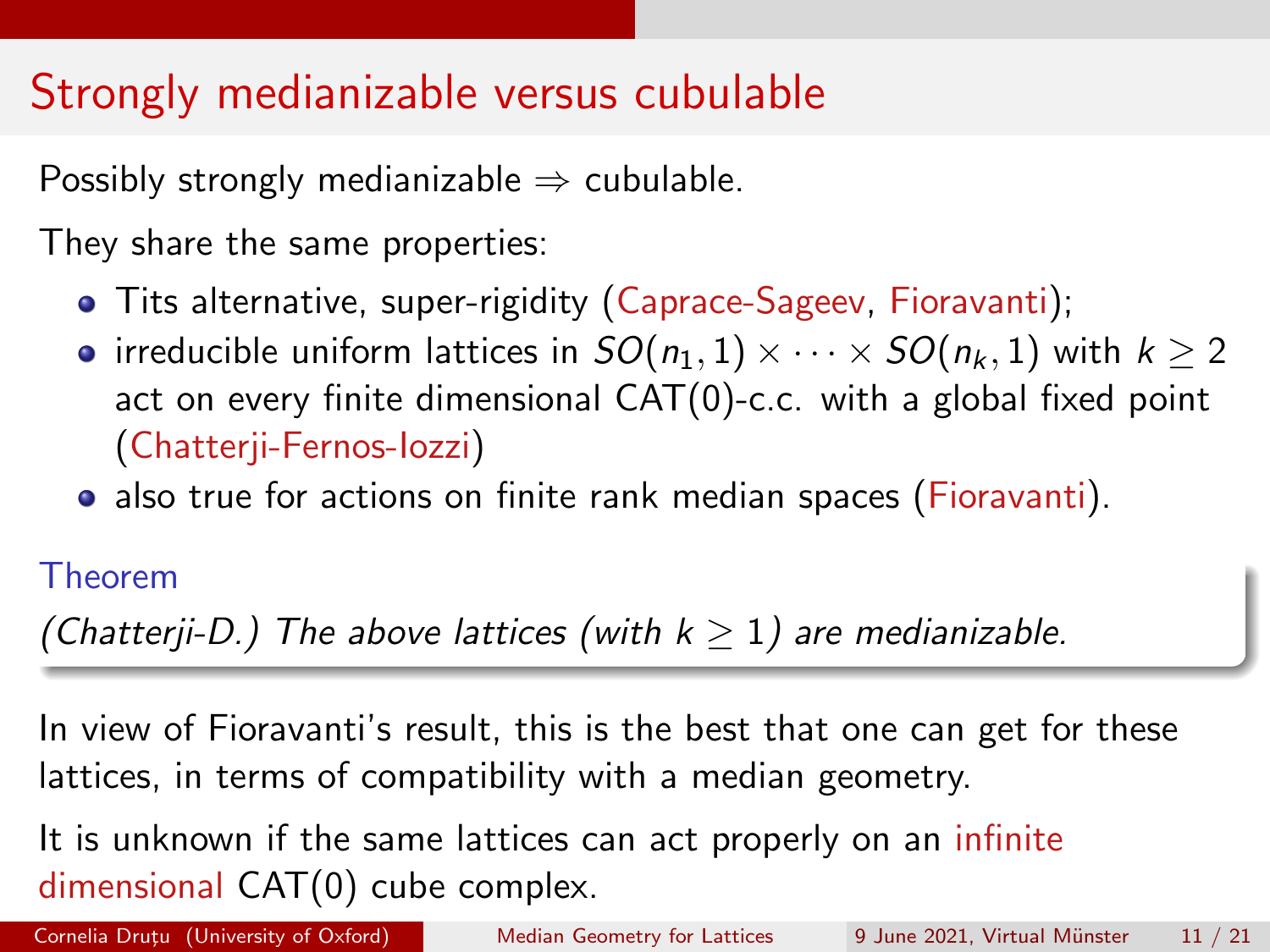# Strongly medianizable versus cubulable

Possibly strongly medianizable $\Rightarrow$ cubulable.

They share the same properties:

- Tits alternative, super-rigidity (Caprace-Sageev, Fioravanti);
- irreducible uniform lattices in $SO(n_1, 1) \times \cdots \times SO(n_k, 1)$ with $k \geq 2$ act on every finite dimensional CAT(0)-c.c. with a global fixed point (Chatterji-Fernos-Iozzi)
- also true for actions on finite rank median spaces (Fioravanti).

**Theorem**

*(Chatterji-D.) The above lattices (with $k \geq 1$) are medianizable.*

In view of Fioravanti's result, this is the best that one can get for these lattices, in terms of compatibility with a median geometry.

It is unknown if the same lattices can act properly on an infinite dimensional CAT(0) cube complex.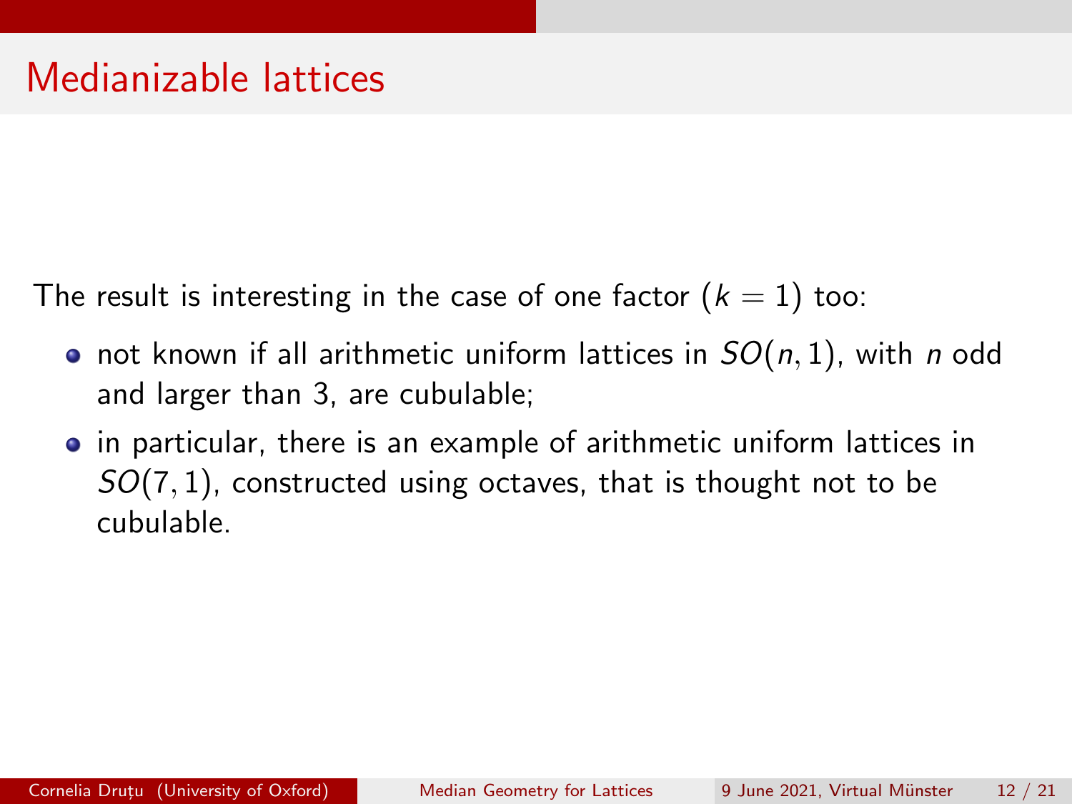# Medianizable lattices

The result is interesting in the case of one factor ($k = 1$) too:

- not known if all arithmetic uniform lattices in $SO(n, 1)$, with $n$ odd and larger than 3, are cubulable;
- in particular, there is an example of arithmetic uniform lattices in $SO(7, 1)$, constructed using octaves, that is thought not to be cubulable.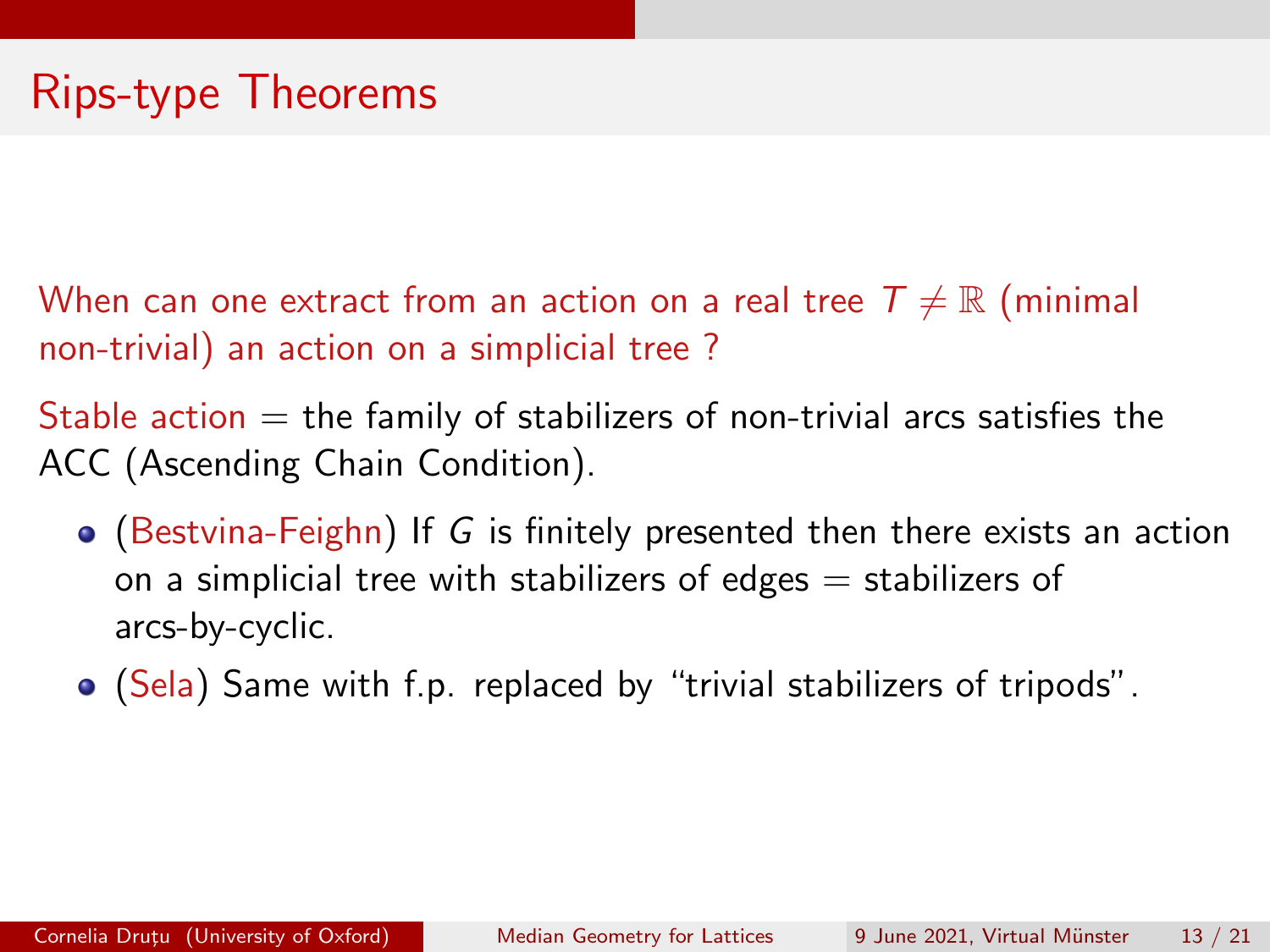# Rips-type Theorems

When can one extract from an action on a real tree $T \neq \mathbb{R}$ (minimal non-trivial) an action on a simplicial tree ?

Stable action = the family of stabilizers of non-trivial arcs satisfies the ACC (Ascending Chain Condition).

- (Bestvina-Feighn) If $G$ is finitely presented then there exists an action on a simplicial tree with stabilizers of edges = stabilizers of arcs-by-cyclic.
- (Sela) Same with f.p. replaced by "trivial stabilizers of tripods".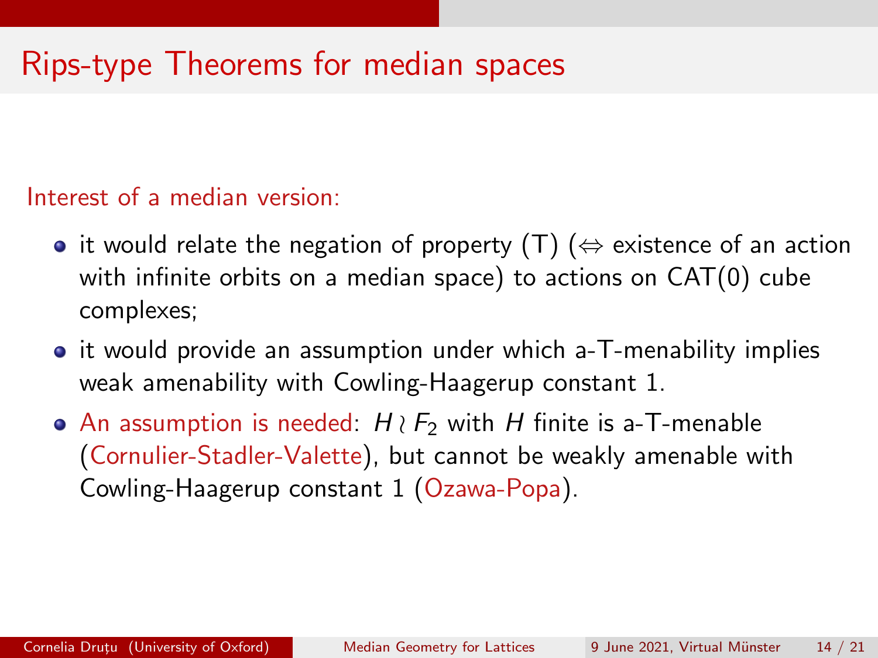# Rips-type Theorems for median spaces

Interest of a median version:

- it would relate the negation of property (T) ($\Leftrightarrow$ existence of an action with infinite orbits on a median space) to actions on CAT(0) cube complexes;
- it would provide an assumption under which a-T-menability implies weak amenability with Cowling-Haagerup constant 1.
- An assumption is needed: $H \wr F_2$ with $H$ finite is a-T-menable (Cornulier-Stadler-Valette), but cannot be weakly amenable with Cowling-Haagerup constant 1 (Ozawa-Popa).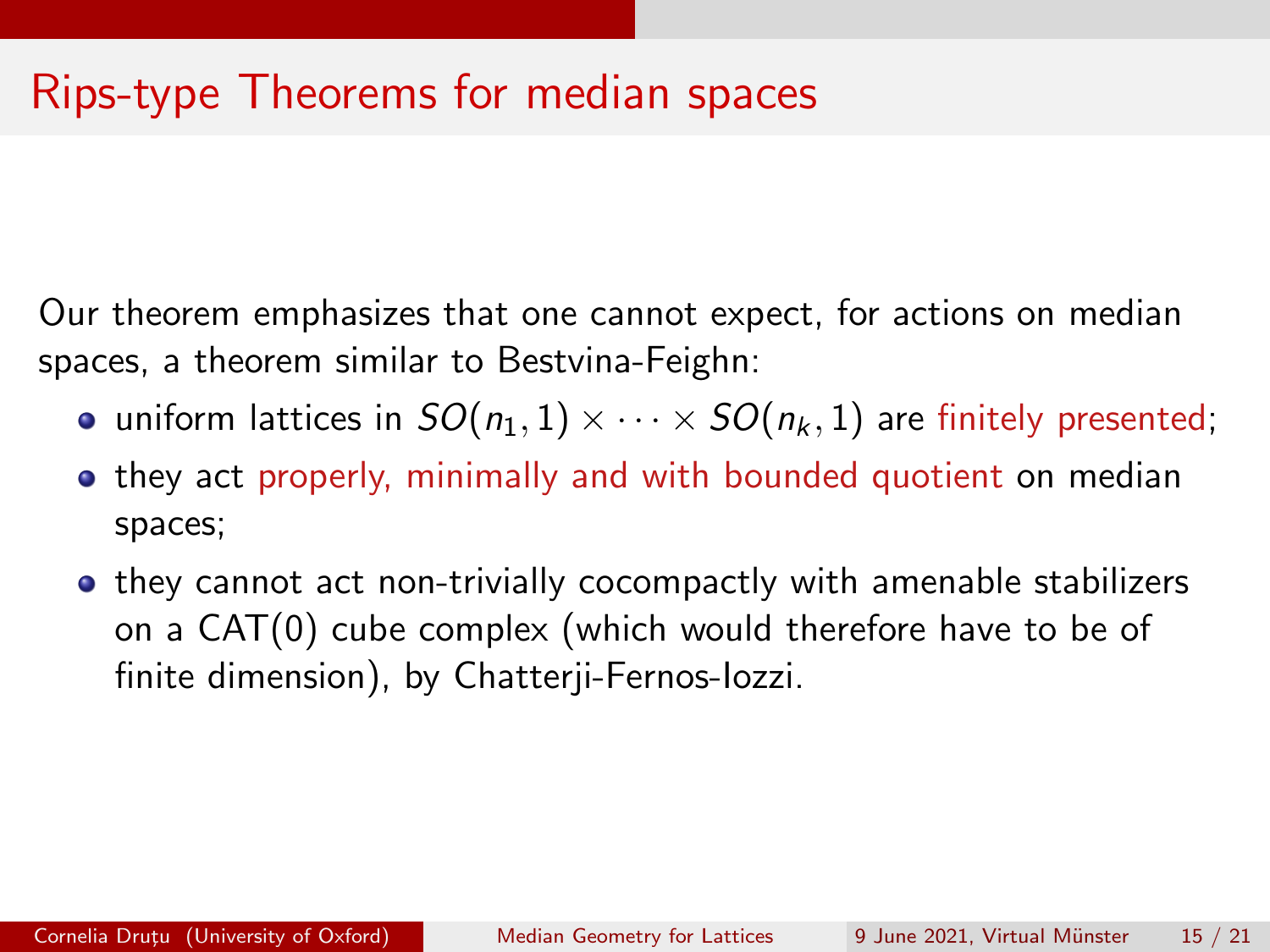# Rips-type Theorems for median spaces

Our theorem emphasizes that one cannot expect, for actions on median spaces, a theorem similar to Bestvina-Feighn:

- uniform lattices in $SO(n_1, 1) \times \cdots \times SO(n_k, 1)$ are finitely presented;
- they act properly, minimally and with bounded quotient on median spaces;
- they cannot act non-trivially cocompactly with amenable stabilizers on a CAT(0) cube complex (which would therefore have to be of finite dimension), by Chatterji-Fernos-Iozzi.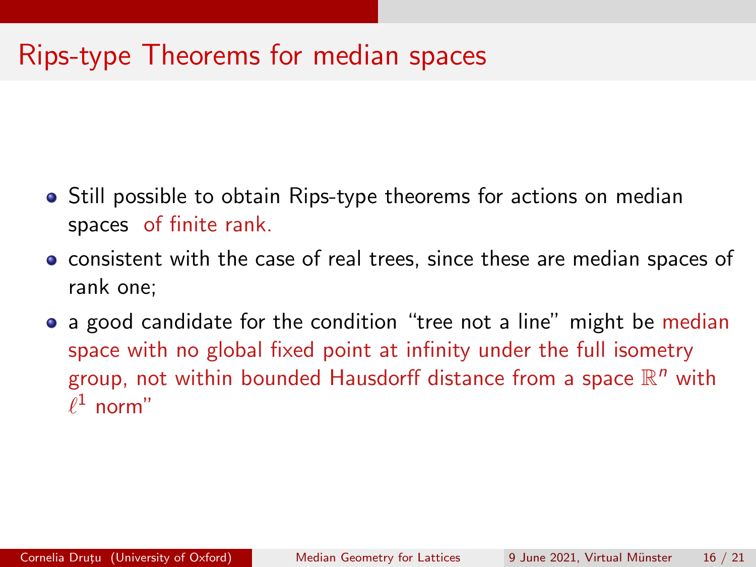# Rips-type Theorems for median spaces

- Still possible to obtain Rips-type theorems for actions on median spaces of finite rank.
- consistent with the case of real trees, since these are median spaces of rank one;
- a good candidate for the condition “tree not a line” might be median space with no global fixed point at infinity under the full isometry group, not within bounded Hausdorff distance from a space $\mathbb{R}^n$ with $\ell^1$ norm”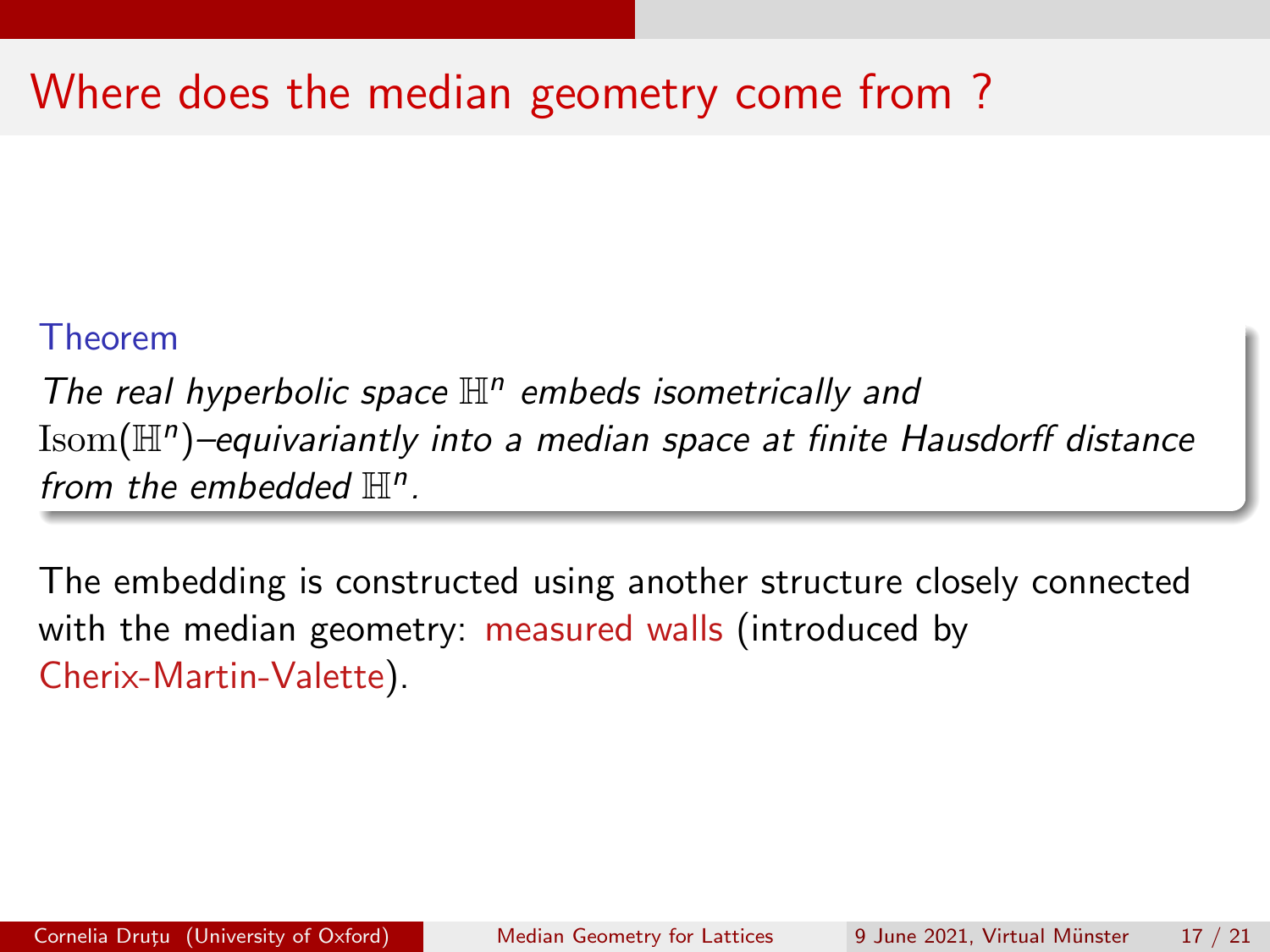# Where does the median geometry come from ?

**Theorem**

*The real hyperbolic space $\mathbb{H}^n$ embeds isometrically and $\mathrm{Isom}(\mathbb{H}^n)$–equivariantly into a median space at finite Hausdorff distance from the embedded $\mathbb{H}^n$.*

The embedding is constructed using another structure closely connected with the median geometry: measured walls (introduced by Cherix-Martin-Valette).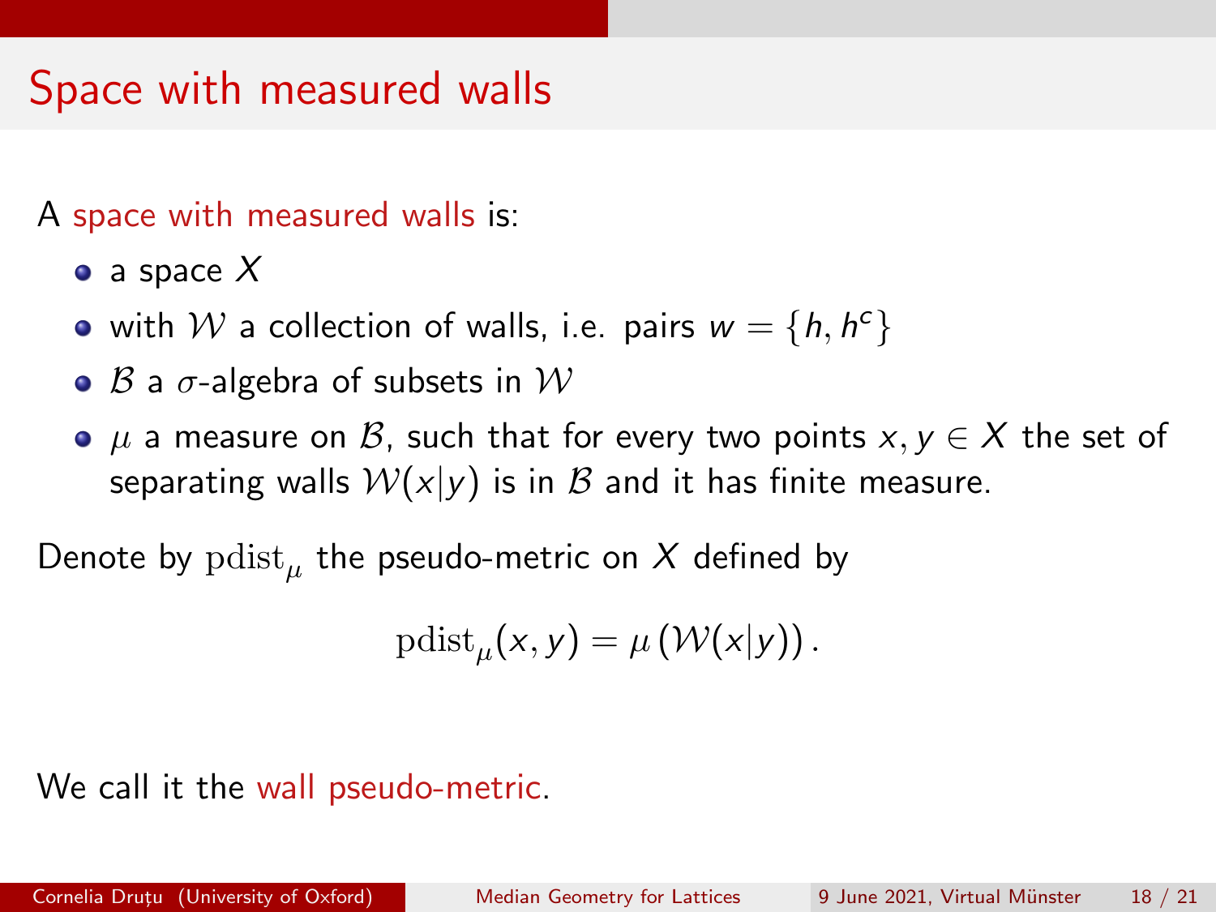# Space with measured walls

A space with measured walls is:

- a space $X$
- with $\mathcal{W}$ a collection of walls, i.e. pairs $w = \{h, h^c\}$
- $\mathcal{B}$ a $\sigma$-algebra of subsets in $\mathcal{W}$
- $\mu$ a measure on $\mathcal{B}$, such that for every two points $x, y \in X$ the set of separating walls $\mathcal{W}(x|y)$ is in $\mathcal{B}$ and it has finite measure.

Denote by $\mathrm{pdist}_\mu$ the pseudo-metric on $X$ defined by

$$\mathrm{pdist}_\mu(x, y) = \mu\left(\mathcal{W}(x|y)\right).$$

We call it the wall pseudo-metric.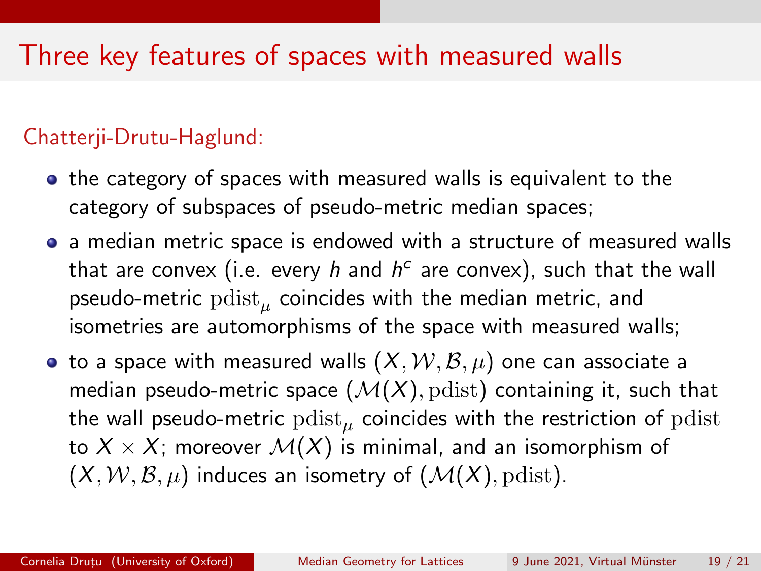# Three key features of spaces with measured walls

Chatterji-Drutu-Haglund:

- the category of spaces with measured walls is equivalent to the category of subspaces of pseudo-metric median spaces;
- a median metric space is endowed with a structure of measured walls that are convex (i.e. every $h$ and $h^c$ are convex), such that the wall pseudo-metric $\mathrm{pdist}_\mu$ coincides with the median metric, and isometries are automorphisms of the space with measured walls;
- to a space with measured walls $(X, \mathcal{W}, \mathcal{B}, \mu)$ one can associate a median pseudo-metric space $(\mathcal{M}(X), \mathrm{pdist})$ containing it, such that the wall pseudo-metric $\mathrm{pdist}_\mu$ coincides with the restriction of $\mathrm{pdist}$ to $X \times X$; moreover $\mathcal{M}(X)$ is minimal, and an isomorphism of $(X, \mathcal{W}, \mathcal{B}, \mu)$ induces an isometry of $(\mathcal{M}(X), \mathrm{pdist})$.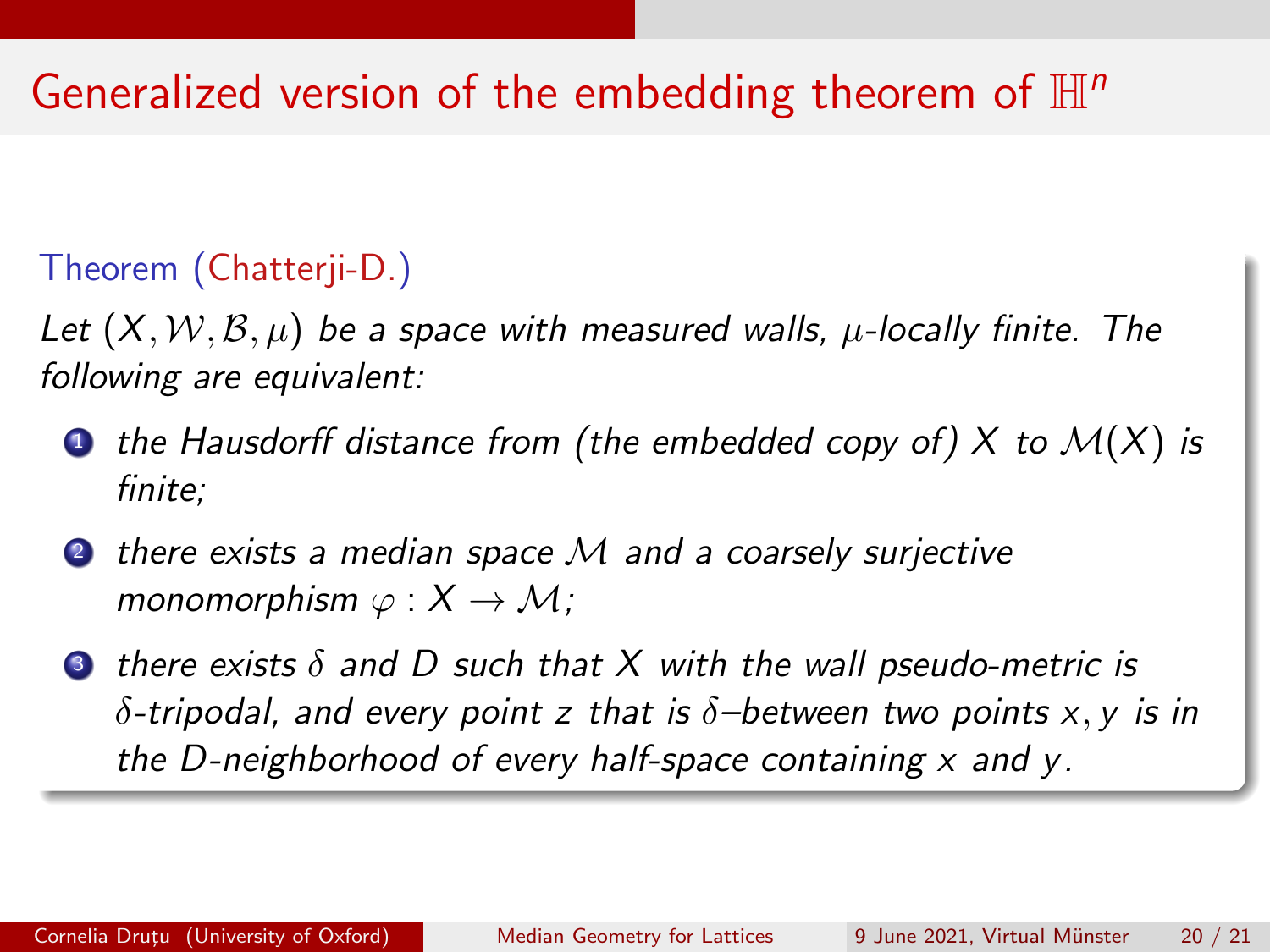# Generalized version of the embedding theorem of $\mathbb{H}^n$

**Theorem (Chatterji-D.)**

*Let $(X, \mathcal{W}, \mathcal{B}, \mu)$ be a space with measured walls, $\mu$-locally finite. The following are equivalent:*

1. *the Hausdorff distance from (the embedded copy of) $X$ to $\mathcal{M}(X)$ is finite;*
2. *there exists a median space $\mathcal{M}$ and a coarsely surjective monomorphism $\varphi : X \to \mathcal{M}$;*
3. *there exists $\delta$ and $D$ such that $X$ with the wall pseudo-metric is $\delta$-tripodal, and every point $z$ that is $\delta$–between two points $x, y$ is in the $D$-neighborhood of every half-space containing $x$ and $y$.*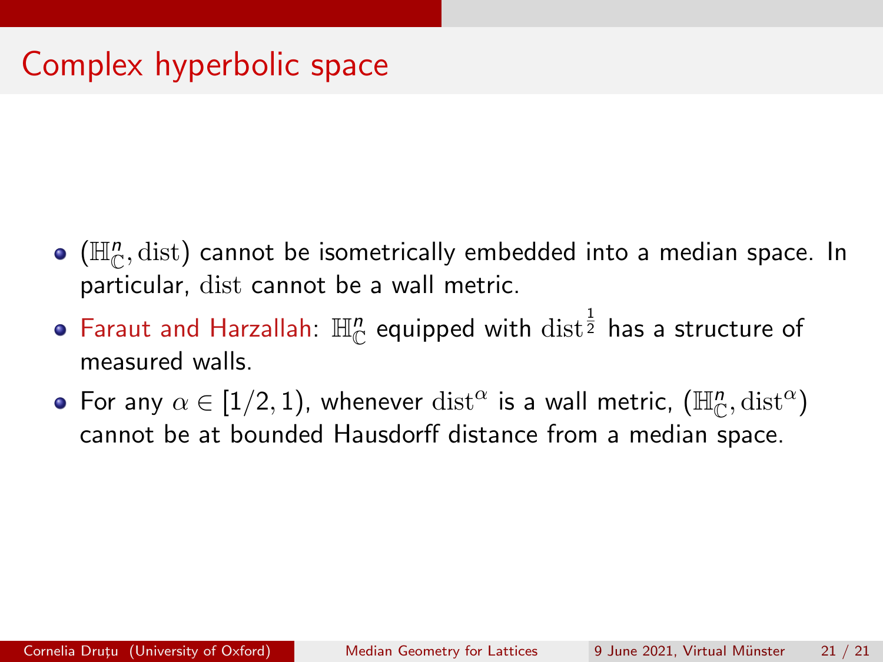# Complex hyperbolic space

- $(\mathbb{H}^n_{\mathbb{C}}, \mathrm{dist})$ cannot be isometrically embedded into a median space. In particular, $\mathrm{dist}$ cannot be a wall metric.
- Faraut and Harzallah: $\mathbb{H}^n_{\mathbb{C}}$ equipped with $\mathrm{dist}^{\frac{1}{2}}$ has a structure of measured walls.
- For any $\alpha \in [1/2, 1)$, whenever $\mathrm{dist}^{\alpha}$ is a wall metric, $(\mathbb{H}^n_{\mathbb{C}}, \mathrm{dist}^{\alpha})$ cannot be at bounded Hausdorff distance from a median space.